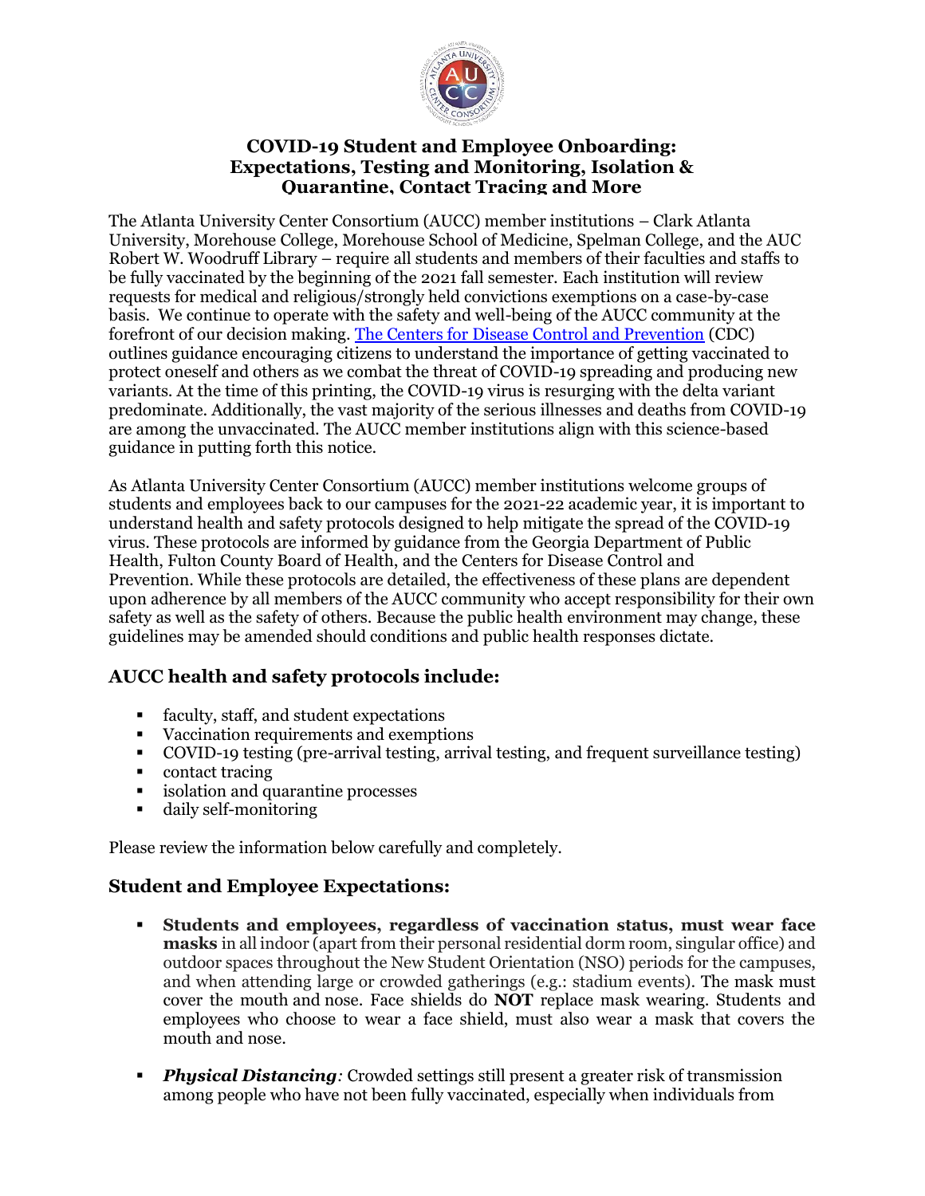# COVID-19 Student and Employee Onboarding: Expectations, Testing and Monitoring, Isolation & Quarantine, Contact Tracing and More

The Atlanta University Center Consortium (AUCC) member institutions – Clark Atlanta University, Morehouse College, Morehouse School of Medicine, Spelman College, and the AUC Robert W. Woodruff Library – require all students and members of their faculties and staffs to be fully vaccinated by the beginning of the 2021 fall semester. Each institution will review requests for medical and religious/strongly held convictions exemptions on a case-by-case basis. We continue to operate with the safety and well-being of the AUCC community at the forefront of our decision making. [The Centers for Disease Control and Prevention](https://www.cdc.gov) (CDC) outlines guidance encouraging citizens to understand the importance of getting vaccinated to protect oneself and others as we combat the threat of COVID-19 spreading and producing new variants. At the time of this printing, the COVID-19 virus is resurging with the delta variant predominate. Additionally, the vast majority of the serious illnesses and deaths from COVID-19 are among the unvaccinated. The AUCC member institutions align with this science-based guidance in putting forth this notice.

As Atlanta University Center Consortium (AUCC) member institutions welcome groups of students and employees back to our campuses for the 2021-22 academic year, it is important to understand health and safety protocols designed to help mitigate the spread of the COVID-19 virus. These protocols are informed by guidance from the Georgia Department of Public Health, Fulton County Board of Health, and the Centers for Disease Control and Prevention. While these protocols are detailed, the effectiveness of these plans are dependent upon adherence by all members of the AUCC community who accept responsibility for their own safety as well as the safety of others. Because the public health environment may change, these guidelines may be amended should conditions and public health responses dictate.

## AUCC health and safety protocols include:

- faculty, staff, and student expectations
- Vaccination requirements and exemptions
- COVID-19 testing (pre-arrival testing, arrival testing, and frequent surveillance testing)
- contact tracing
- isolation and quarantine processes
- daily self-monitoring

Please review the information below carefully and completely.

## Student and Employee Expectations:

- **Students and employees, regardless of vaccination status, must wear face masks** in all indoor (apart from their personal residential dorm room, singular office) and outdoor spaces throughout the New Student Orientation (NSO) periods for the campuses, and when attending large or crowded gatherings (e.g.: stadium events). The mask must cover the mouth and nose. Face shields do **NOT** replace mask wearing. Students and employees who choose to wear a face shield, must also wear a mask that covers the mouth and nose.
- ***Physical Distancing**:* Crowded settings still present a greater risk of transmission among people who have not been fully vaccinated, especially when individuals from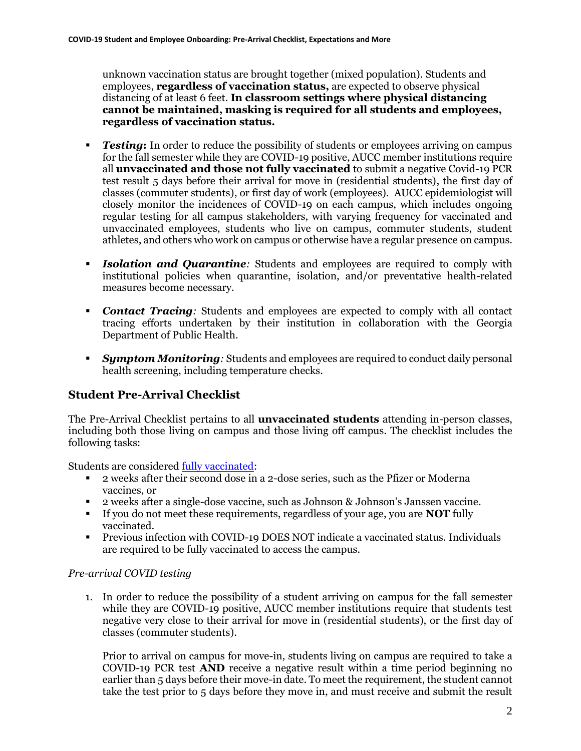unknown vaccination status are brought together (mixed population). Students and employees, **regardless of vaccination status,** are expected to observe physical distancing of at least 6 feet. **In classroom settings where physical distancing cannot be maintained, masking is required for all students and employees, regardless of vaccination status.**

- ***Testing*:** In order to reduce the possibility of students or employees arriving on campus for the fall semester while they are COVID-19 positive, AUCC member institutions require all **unvaccinated and those not fully vaccinated** to submit a negative Covid-19 PCR test result 5 days before their arrival for move in (residential students), the first day of classes (commuter students), or first day of work (employees). AUCC epidemiologist will closely monitor the incidences of COVID-19 on each campus, which includes ongoing regular testing for all campus stakeholders, with varying frequency for vaccinated and unvaccinated employees, students who live on campus, commuter students, student athletes, and others who work on campus or otherwise have a regular presence on campus.

- ***Isolation and Quarantine**:* Students and employees are required to comply with institutional policies when quarantine, isolation, and/or preventative health-related measures become necessary.

- ***Contact Tracing**:* Students and employees are expected to comply with all contact tracing efforts undertaken by their institution in collaboration with the Georgia Department of Public Health.

- ***Symptom Monitoring**:* Students and employees are required to conduct daily personal health screening, including temperature checks.

## Student Pre-Arrival Checklist

The Pre-Arrival Checklist pertains to all **unvaccinated students** attending in-person classes, including both those living on campus and those living off campus. The checklist includes the following tasks:

Students are considered fully vaccinated:

- 2 weeks after their second dose in a 2-dose series, such as the Pfizer or Moderna vaccines, or
- 2 weeks after a single-dose vaccine, such as Johnson & Johnson's Janssen vaccine.
- If you do not meet these requirements, regardless of your age, you are **NOT** fully vaccinated.
- Previous infection with COVID-19 DOES NOT indicate a vaccinated status. Individuals are required to be fully vaccinated to access the campus.

*Pre-arrival COVID testing*

1. In order to reduce the possibility of a student arriving on campus for the fall semester while they are COVID-19 positive, AUCC member institutions require that students test negative very close to their arrival for move in (residential students), or the first day of classes (commuter students).

   Prior to arrival on campus for move-in, students living on campus are required to take a COVID-19 PCR test **AND** receive a negative result within a time period beginning no earlier than 5 days before their move-in date. To meet the requirement, the student cannot take the test prior to 5 days before they move in, and must receive and submit the result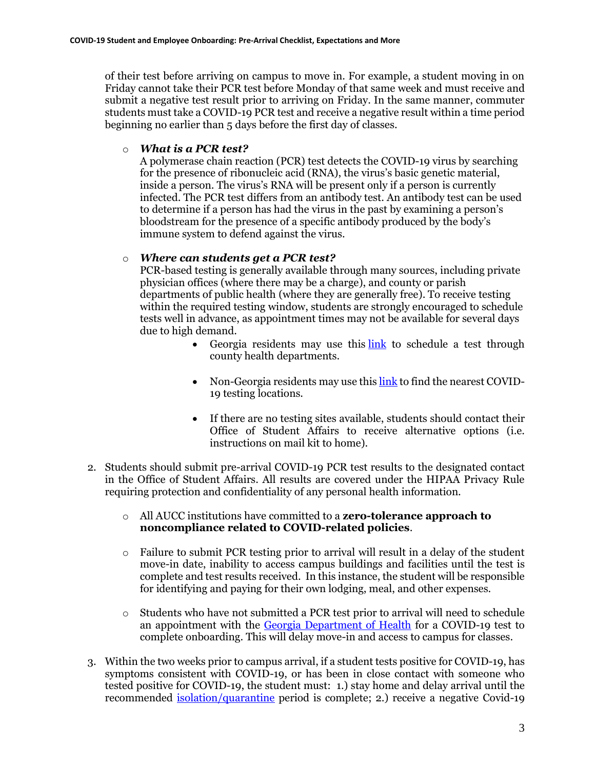of their test before arriving on campus to move in. For example, a student moving in on Friday cannot take their PCR test before Monday of that same week and must receive and submit a negative test result prior to arriving on Friday. In the same manner, commuter students must take a COVID-19 PCR test and receive a negative result within a time period beginning no earlier than 5 days before the first day of classes.

- ***What is a PCR test?***
  A polymerase chain reaction (PCR) test detects the COVID-19 virus by searching for the presence of ribonucleic acid (RNA), the virus's basic genetic material, inside a person. The virus's RNA will be present only if a person is currently infected. The PCR test differs from an antibody test. An antibody test can be used to determine if a person has had the virus in the past by examining a person's bloodstream for the presence of a specific antibody produced by the body's immune system to defend against the virus.

- ***Where can students get a PCR test?***
  PCR-based testing is generally available through many sources, including private physician offices (where there may be a charge), and county or parish departments of public health (where they are generally free). To receive testing within the required testing window, students are strongly encouraged to schedule tests well in advance, as appointment times may not be available for several days due to high demand.
  - Georgia residents may use this [link] to schedule a test through county health departments.
  - Non-Georgia residents may use this [link] to find the nearest COVID-19 testing locations.
  - If there are no testing sites available, students should contact their Office of Student Affairs to receive alternative options (i.e. instructions on mail kit to home).

2. Students should submit pre-arrival COVID-19 PCR test results to the designated contact in the Office of Student Affairs. All results are covered under the HIPAA Privacy Rule requiring protection and confidentiality of any personal health information.

   - All AUCC institutions have committed to a **zero-tolerance approach to noncompliance related to COVID-related policies**.
   - Failure to submit PCR testing prior to arrival will result in a delay of the student move-in date, inability to access campus buildings and facilities until the test is complete and test results received. In this instance, the student will be responsible for identifying and paying for their own lodging, meal, and other expenses.
   - Students who have not submitted a PCR test prior to arrival will need to schedule an appointment with the Georgia Department of Health for a COVID-19 test to complete onboarding. This will delay move-in and access to campus for classes.

3. Within the two weeks prior to campus arrival, if a student tests positive for COVID-19, has symptoms consistent with COVID-19, or has been in close contact with someone who tested positive for COVID-19, the student must: 1.) stay home and delay arrival until the recommended isolation/quarantine period is complete; 2.) receive a negative Covid-19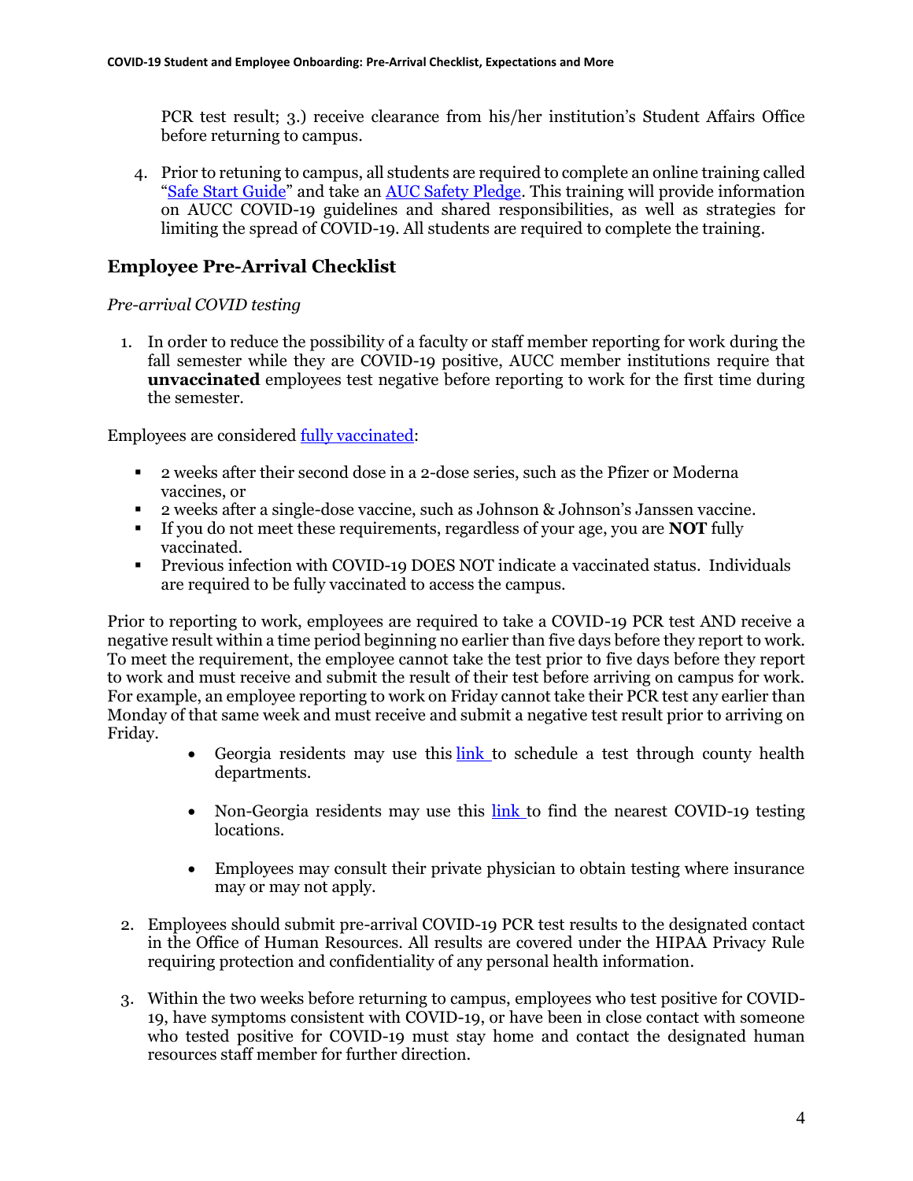PCR test result; 3.) receive clearance from his/her institution's Student Affairs Office before returning to campus.

4. Prior to retuning to campus, all students are required to complete an online training called "Safe Start Guide" and take an AUC Safety Pledge. This training will provide information on AUCC COVID-19 guidelines and shared responsibilities, as well as strategies for limiting the spread of COVID-19. All students are required to complete the training.

## Employee Pre-Arrival Checklist

*Pre-arrival COVID testing*

1. In order to reduce the possibility of a faculty or staff member reporting for work during the fall semester while they are COVID-19 positive, AUCC member institutions require that **unvaccinated** employees test negative before reporting to work for the first time during the semester.

Employees are considered fully vaccinated:

- 2 weeks after their second dose in a 2-dose series, such as the Pfizer or Moderna vaccines, or
- 2 weeks after a single-dose vaccine, such as Johnson & Johnson's Janssen vaccine.
- If you do not meet these requirements, regardless of your age, you are **NOT** fully vaccinated.
- Previous infection with COVID-19 DOES NOT indicate a vaccinated status. Individuals are required to be fully vaccinated to access the campus.

Prior to reporting to work, employees are required to take a COVID-19 PCR test AND receive a negative result within a time period beginning no earlier than five days before they report to work. To meet the requirement, the employee cannot take the test prior to five days before they report to work and must receive and submit the result of their test before arriving on campus for work. For example, an employee reporting to work on Friday cannot take their PCR test any earlier than Monday of that same week and must receive and submit a negative test result prior to arriving on Friday.

- Georgia residents may use this link to schedule a test through county health departments.
- Non-Georgia residents may use this link to find the nearest COVID-19 testing locations.
- Employees may consult their private physician to obtain testing where insurance may or may not apply.

2. Employees should submit pre-arrival COVID-19 PCR test results to the designated contact in the Office of Human Resources. All results are covered under the HIPAA Privacy Rule requiring protection and confidentiality of any personal health information.

3. Within the two weeks before returning to campus, employees who test positive for COVID-19, have symptoms consistent with COVID-19, or have been in close contact with someone who tested positive for COVID-19 must stay home and contact the designated human resources staff member for further direction.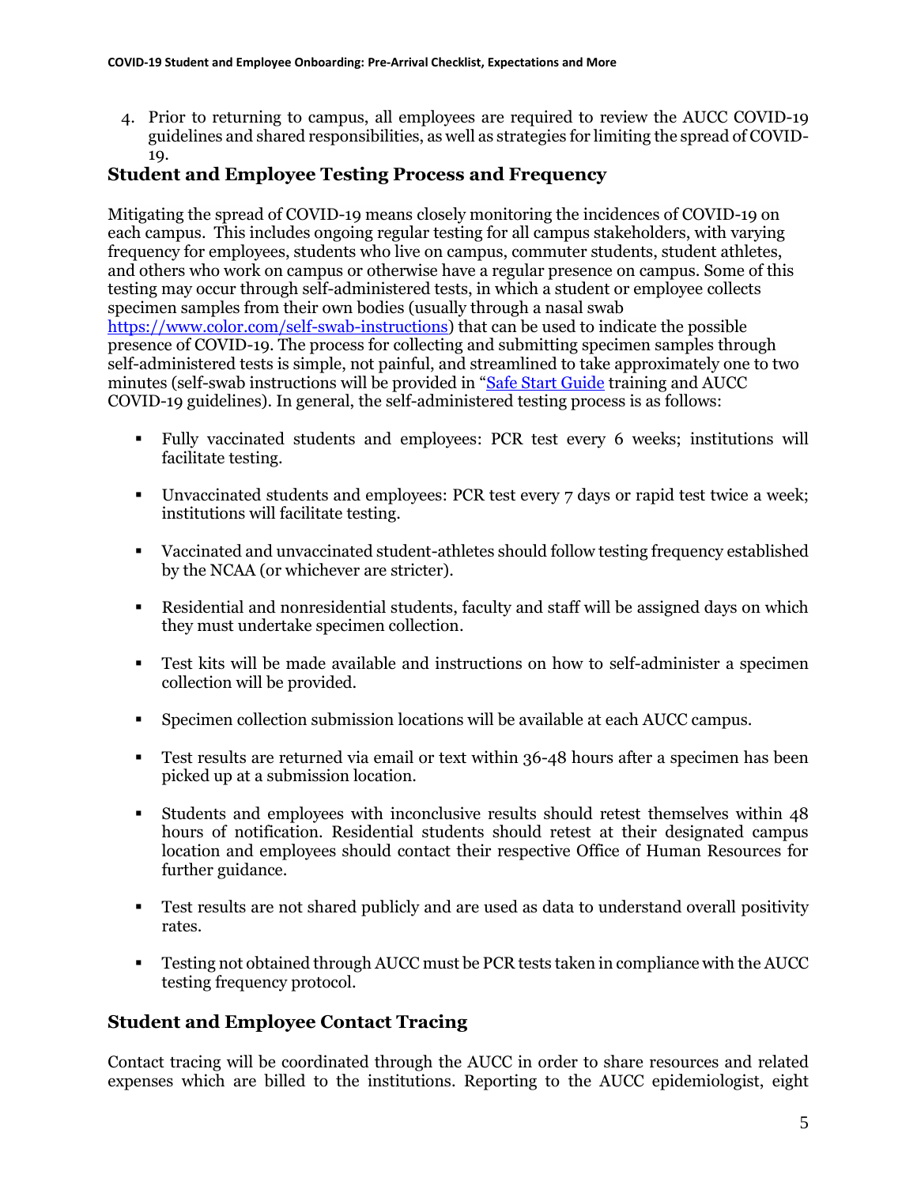4. Prior to returning to campus, all employees are required to review the AUCC COVID-19 guidelines and shared responsibilities, as well as strategies for limiting the spread of COVID-19.

## Student and Employee Testing Process and Frequency

Mitigating the spread of COVID-19 means closely monitoring the incidences of COVID-19 on each campus. This includes ongoing regular testing for all campus stakeholders, with varying frequency for employees, students who live on campus, commuter students, student athletes, and others who work on campus or otherwise have a regular presence on campus. Some of this testing may occur through self-administered tests, in which a student or employee collects specimen samples from their own bodies (usually through a nasal swab https://www.color.com/self-swab-instructions) that can be used to indicate the possible presence of COVID-19. The process for collecting and submitting specimen samples through self-administered tests is simple, not painful, and streamlined to take approximately one to two minutes (self-swab instructions will be provided in "Safe Start Guide training and AUCC COVID-19 guidelines). In general, the self-administered testing process is as follows:

- Fully vaccinated students and employees: PCR test every 6 weeks; institutions will facilitate testing.
- Unvaccinated students and employees: PCR test every 7 days or rapid test twice a week; institutions will facilitate testing.
- Vaccinated and unvaccinated student-athletes should follow testing frequency established by the NCAA (or whichever are stricter).
- Residential and nonresidential students, faculty and staff will be assigned days on which they must undertake specimen collection.
- Test kits will be made available and instructions on how to self-administer a specimen collection will be provided.
- Specimen collection submission locations will be available at each AUCC campus.
- Test results are returned via email or text within 36-48 hours after a specimen has been picked up at a submission location.
- Students and employees with inconclusive results should retest themselves within 48 hours of notification. Residential students should retest at their designated campus location and employees should contact their respective Office of Human Resources for further guidance.
- Test results are not shared publicly and are used as data to understand overall positivity rates.
- Testing not obtained through AUCC must be PCR tests taken in compliance with the AUCC testing frequency protocol.

## Student and Employee Contact Tracing

Contact tracing will be coordinated through the AUCC in order to share resources and related expenses which are billed to the institutions. Reporting to the AUCC epidemiologist, eight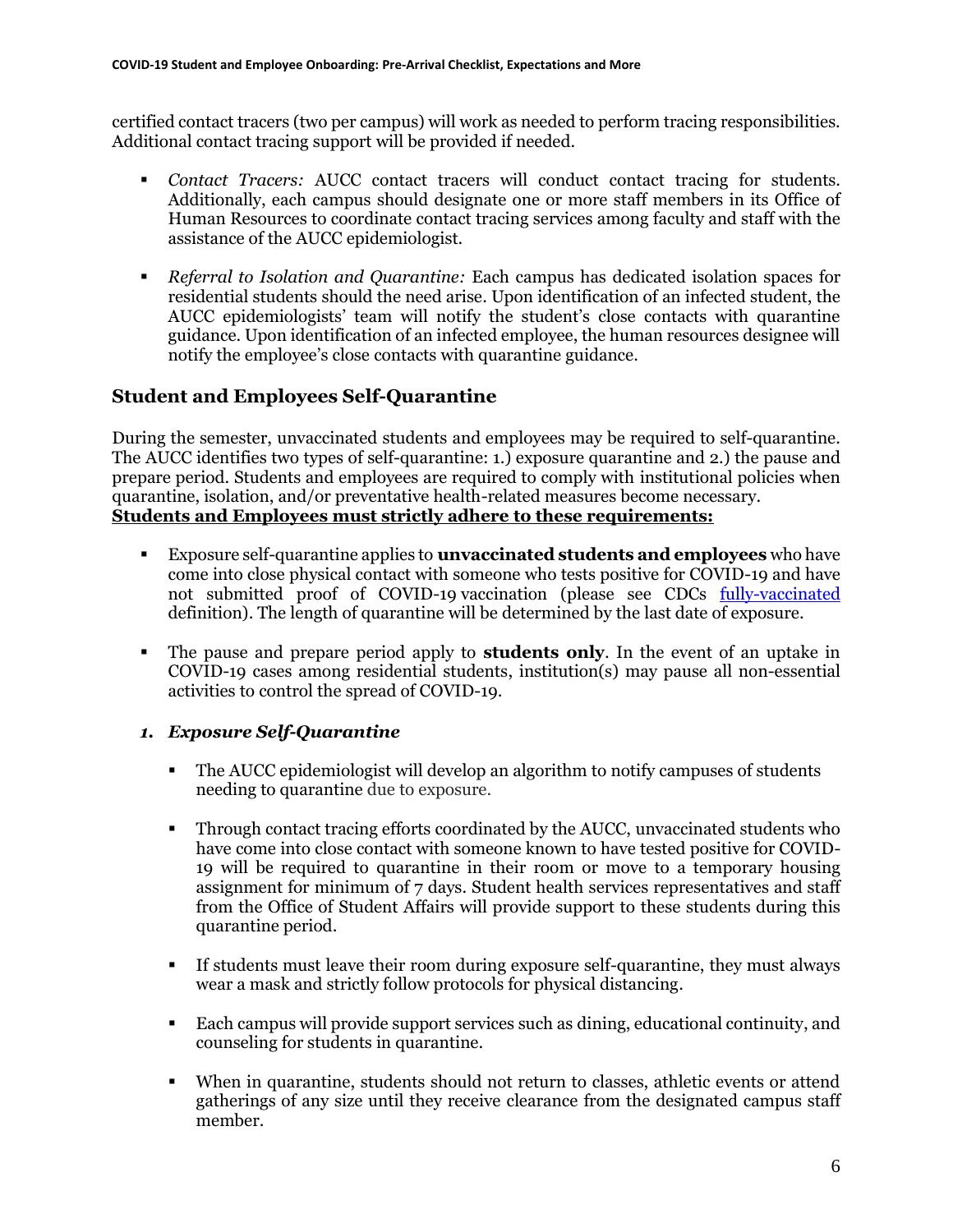certified contact tracers (two per campus) will work as needed to perform tracing responsibilities. Additional contact tracing support will be provided if needed.

- *Contact Tracers:* AUCC contact tracers will conduct contact tracing for students. Additionally, each campus should designate one or more staff members in its Office of Human Resources to coordinate contact tracing services among faculty and staff with the assistance of the AUCC epidemiologist.

- *Referral to Isolation and Quarantine:* Each campus has dedicated isolation spaces for residential students should the need arise. Upon identification of an infected student, the AUCC epidemiologists' team will notify the student's close contacts with quarantine guidance. Upon identification of an infected employee, the human resources designee will notify the employee's close contacts with quarantine guidance.

## Student and Employees Self-Quarantine

During the semester, unvaccinated students and employees may be required to self-quarantine. The AUCC identifies two types of self-quarantine: 1.) exposure quarantine and 2.) the pause and prepare period. Students and employees are required to comply with institutional policies when quarantine, isolation, and/or preventative health-related measures become necessary.
**<u>Students and Employees must strictly adhere to these requirements:</u>**

- Exposure self-quarantine applies to **unvaccinated students and employees** who have come into close physical contact with someone who tests positive for COVID-19 and have not submitted proof of COVID-19 vaccination (please see CDCs [fully-vaccinated]() definition). The length of quarantine will be determined by the last date of exposure.

- The pause and prepare period apply to **students only**. In the event of an uptake in COVID-19 cases among residential students, institution(s) may pause all non-essential activities to control the spread of COVID-19.

### *1. Exposure Self-Quarantine*

- The AUCC epidemiologist will develop an algorithm to notify campuses of students needing to quarantine due to exposure.

- Through contact tracing efforts coordinated by the AUCC, unvaccinated students who have come into close contact with someone known to have tested positive for COVID-19 will be required to quarantine in their room or move to a temporary housing assignment for minimum of 7 days. Student health services representatives and staff from the Office of Student Affairs will provide support to these students during this quarantine period.

- If students must leave their room during exposure self-quarantine, they must always wear a mask and strictly follow protocols for physical distancing.

- Each campus will provide support services such as dining, educational continuity, and counseling for students in quarantine.

- When in quarantine, students should not return to classes, athletic events or attend gatherings of any size until they receive clearance from the designated campus staff member.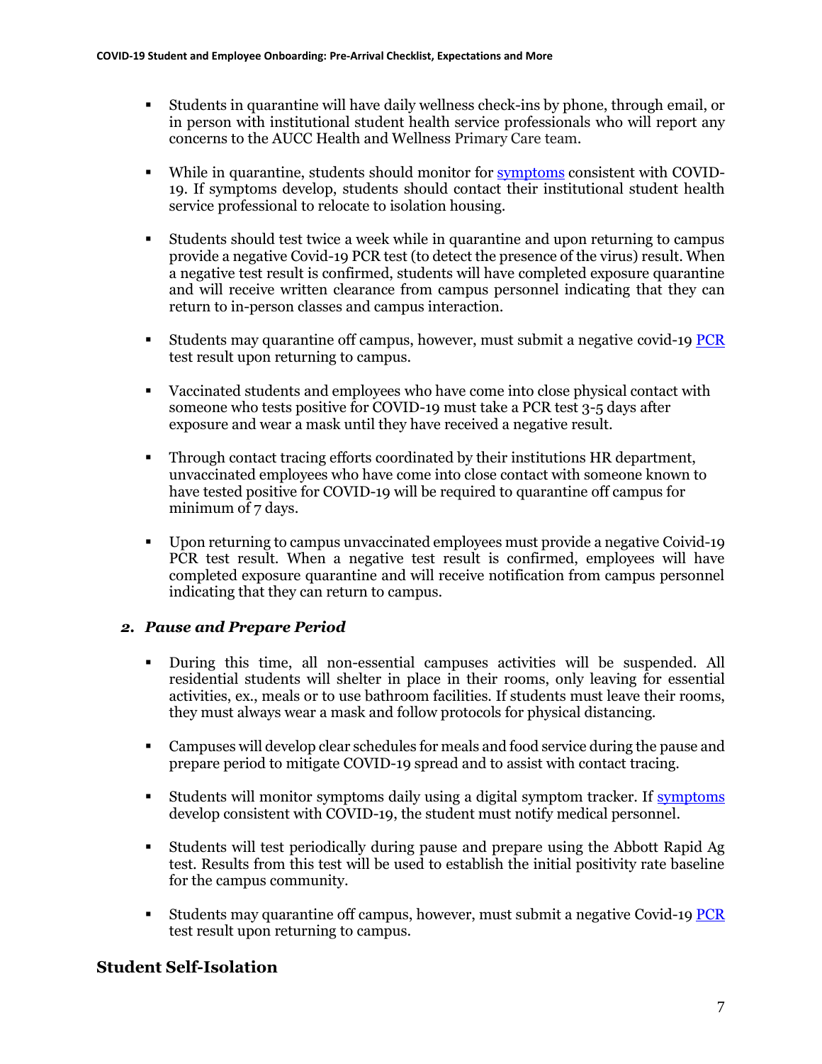- Students in quarantine will have daily wellness check-ins by phone, through email, or in person with institutional student health service professionals who will report any concerns to the AUCC Health and Wellness Primary Care team.

- While in quarantine, students should monitor for [symptoms](#) consistent with COVID-19. If symptoms develop, students should contact their institutional student health service professional to relocate to isolation housing.

- Students should test twice a week while in quarantine and upon returning to campus provide a negative Covid-19 PCR test (to detect the presence of the virus) result. When a negative test result is confirmed, students will have completed exposure quarantine and will receive written clearance from campus personnel indicating that they can return to in-person classes and campus interaction.

- Students may quarantine off campus, however, must submit a negative covid-19 [PCR](#) test result upon returning to campus.

- Vaccinated students and employees who have come into close physical contact with someone who tests positive for COVID-19 must take a PCR test 3-5 days after exposure and wear a mask until they have received a negative result.

- Through contact tracing efforts coordinated by their institutions HR department, unvaccinated employees who have come into close contact with someone known to have tested positive for COVID-19 will be required to quarantine off campus for minimum of 7 days.

- Upon returning to campus unvaccinated employees must provide a negative Coivid-19 PCR test result. When a negative test result is confirmed, employees will have completed exposure quarantine and will receive notification from campus personnel indicating that they can return to campus.

### 2. *Pause and Prepare Period*

- During this time, all non-essential campuses activities will be suspended. All residential students will shelter in place in their rooms, only leaving for essential activities, ex., meals or to use bathroom facilities. If students must leave their rooms, they must always wear a mask and follow protocols for physical distancing.

- Campuses will develop clear schedules for meals and food service during the pause and prepare period to mitigate COVID-19 spread and to assist with contact tracing.

- Students will monitor symptoms daily using a digital symptom tracker. If [symptoms](#) develop consistent with COVID-19, the student must notify medical personnel.

- Students will test periodically during pause and prepare using the Abbott Rapid Ag test. Results from this test will be used to establish the initial positivity rate baseline for the campus community.

- Students may quarantine off campus, however, must submit a negative Covid-19 [PCR](#) test result upon returning to campus.

## Student Self-Isolation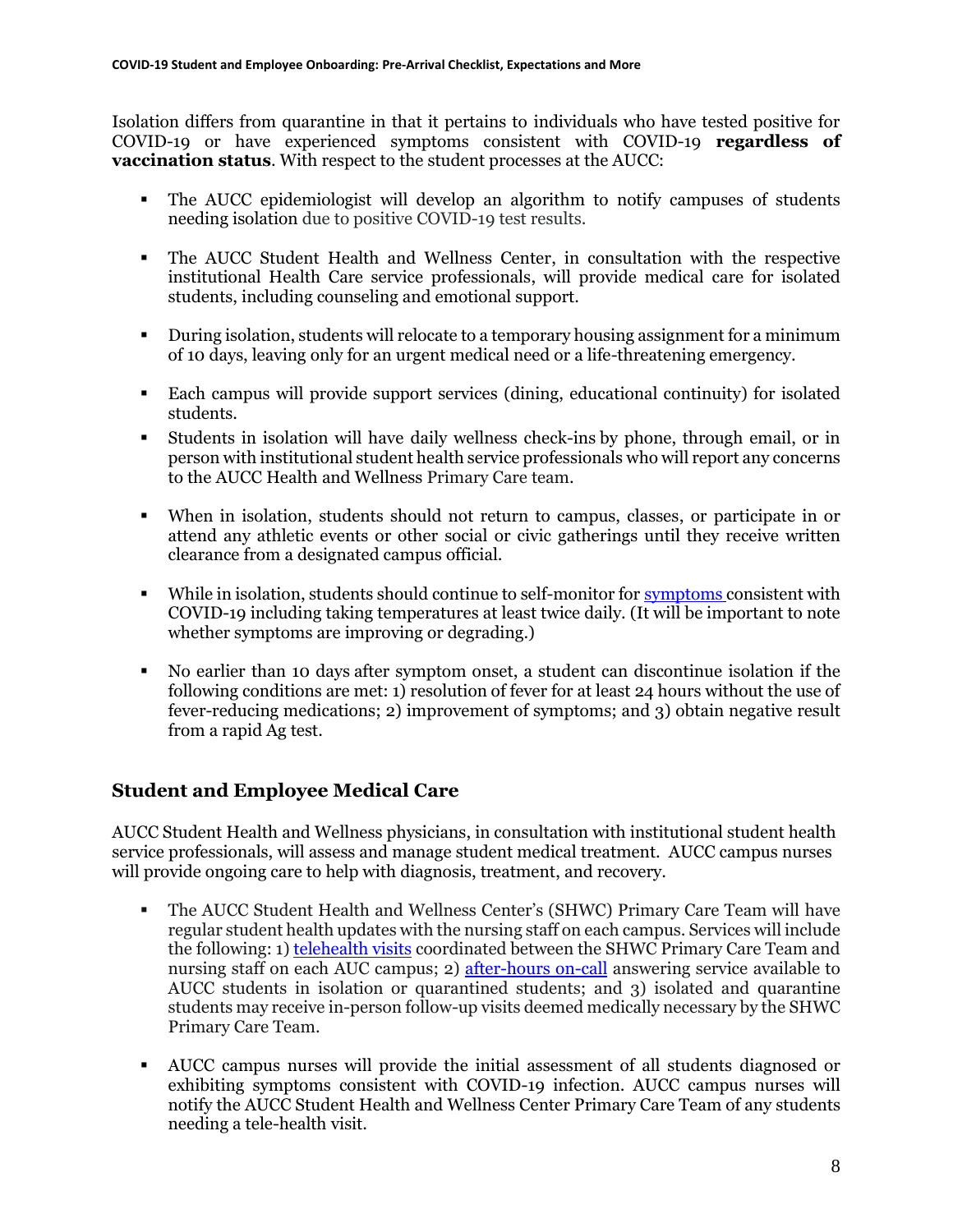Isolation differs from quarantine in that it pertains to individuals who have tested positive for COVID-19 or have experienced symptoms consistent with COVID-19 **regardless of vaccination status**. With respect to the student processes at the AUCC:

- The AUCC epidemiologist will develop an algorithm to notify campuses of students needing isolation due to positive COVID-19 test results.
- The AUCC Student Health and Wellness Center, in consultation with the respective institutional Health Care service professionals, will provide medical care for isolated students, including counseling and emotional support.
- During isolation, students will relocate to a temporary housing assignment for a minimum of 10 days, leaving only for an urgent medical need or a life-threatening emergency.
- Each campus will provide support services (dining, educational continuity) for isolated students.
- Students in isolation will have daily wellness check-ins by phone, through email, or in person with institutional student health service professionals who will report any concerns to the AUCC Health and Wellness Primary Care team.
- When in isolation, students should not return to campus, classes, or participate in or attend any athletic events or other social or civic gatherings until they receive written clearance from a designated campus official.
- While in isolation, students should continue to self-monitor for symptoms consistent with COVID-19 including taking temperatures at least twice daily. (It will be important to note whether symptoms are improving or degrading.)
- No earlier than 10 days after symptom onset, a student can discontinue isolation if the following conditions are met: 1) resolution of fever for at least 24 hours without the use of fever-reducing medications; 2) improvement of symptoms; and 3) obtain negative result from a rapid Ag test.

## Student and Employee Medical Care

AUCC Student Health and Wellness physicians, in consultation with institutional student health service professionals, will assess and manage student medical treatment. AUCC campus nurses will provide ongoing care to help with diagnosis, treatment, and recovery.

- The AUCC Student Health and Wellness Center's (SHWC) Primary Care Team will have regular student health updates with the nursing staff on each campus. Services will include the following: 1) telehealth visits coordinated between the SHWC Primary Care Team and nursing staff on each AUC campus; 2) after-hours on-call answering service available to AUCC students in isolation or quarantined students; and 3) isolated and quarantine students may receive in-person follow-up visits deemed medically necessary by the SHWC Primary Care Team.
- AUCC campus nurses will provide the initial assessment of all students diagnosed or exhibiting symptoms consistent with COVID-19 infection. AUCC campus nurses will notify the AUCC Student Health and Wellness Center Primary Care Team of any students needing a tele-health visit.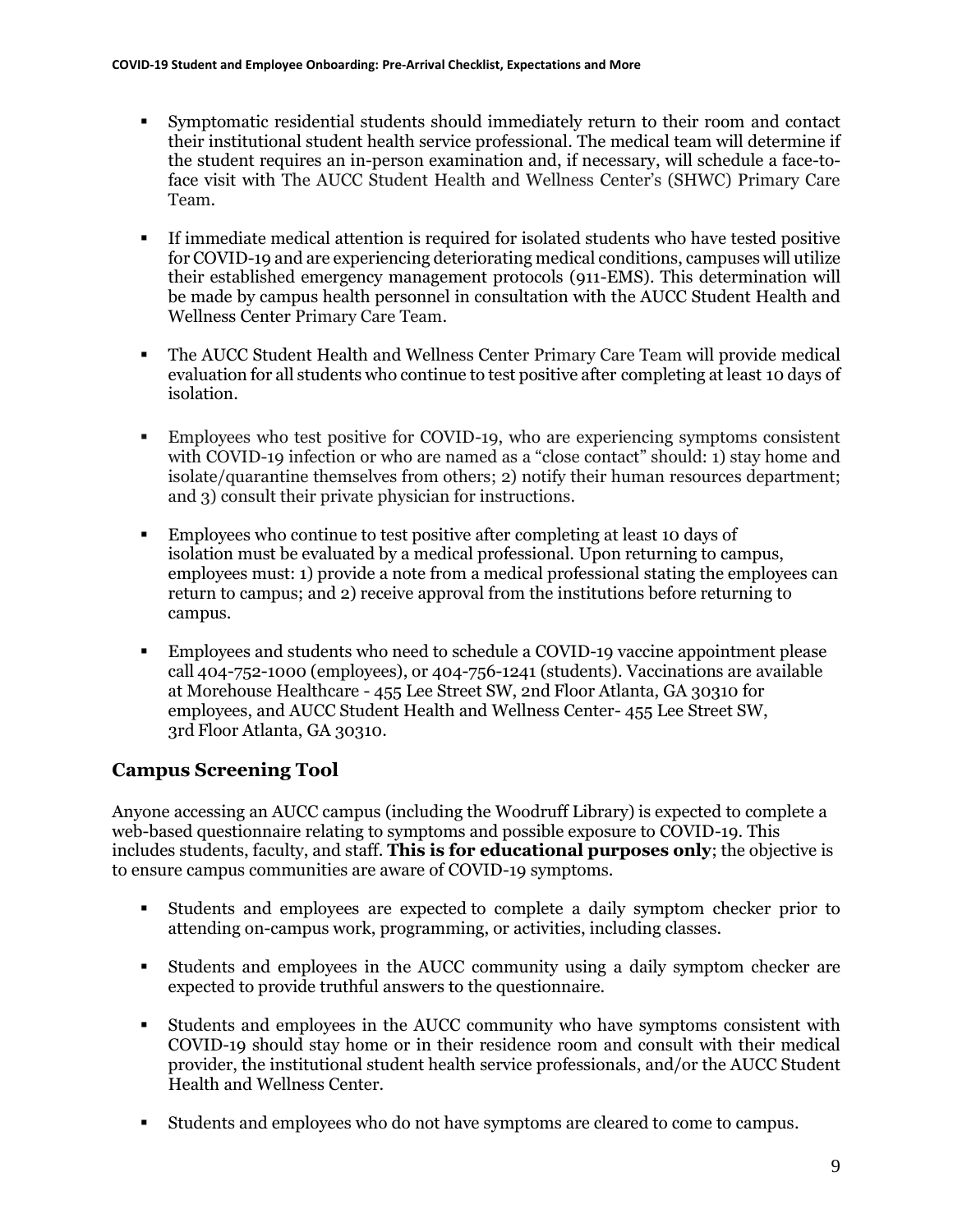- Symptomatic residential students should immediately return to their room and contact their institutional student health service professional. The medical team will determine if the student requires an in-person examination and, if necessary, will schedule a face-to-face visit with The AUCC Student Health and Wellness Center's (SHWC) Primary Care Team.

- If immediate medical attention is required for isolated students who have tested positive for COVID-19 and are experiencing deteriorating medical conditions, campuses will utilize their established emergency management protocols (911-EMS). This determination will be made by campus health personnel in consultation with the AUCC Student Health and Wellness Center Primary Care Team.

- The AUCC Student Health and Wellness Center Primary Care Team will provide medical evaluation for all students who continue to test positive after completing at least 10 days of isolation.

- Employees who test positive for COVID-19, who are experiencing symptoms consistent with COVID-19 infection or who are named as a "close contact" should: 1) stay home and isolate/quarantine themselves from others; 2) notify their human resources department; and 3) consult their private physician for instructions.

- Employees who continue to test positive after completing at least 10 days of isolation must be evaluated by a medical professional. Upon returning to campus, employees must: 1) provide a note from a medical professional stating the employees can return to campus; and 2) receive approval from the institutions before returning to campus.

- Employees and students who need to schedule a COVID-19 vaccine appointment please call 404-752-1000 (employees), or 404-756-1241 (students). Vaccinations are available at Morehouse Healthcare - 455 Lee Street SW, 2nd Floor Atlanta, GA 30310 for employees, and AUCC Student Health and Wellness Center- 455 Lee Street SW, 3rd Floor Atlanta, GA 30310.

## Campus Screening Tool

Anyone accessing an AUCC campus (including the Woodruff Library) is expected to complete a web-based questionnaire relating to symptoms and possible exposure to COVID-19. This includes students, faculty, and staff. **This is for educational purposes only**; the objective is to ensure campus communities are aware of COVID-19 symptoms.

- Students and employees are expected to complete a daily symptom checker prior to attending on-campus work, programming, or activities, including classes.

- Students and employees in the AUCC community using a daily symptom checker are expected to provide truthful answers to the questionnaire.

- Students and employees in the AUCC community who have symptoms consistent with COVID-19 should stay home or in their residence room and consult with their medical provider, the institutional student health service professionals, and/or the AUCC Student Health and Wellness Center.

- Students and employees who do not have symptoms are cleared to come to campus.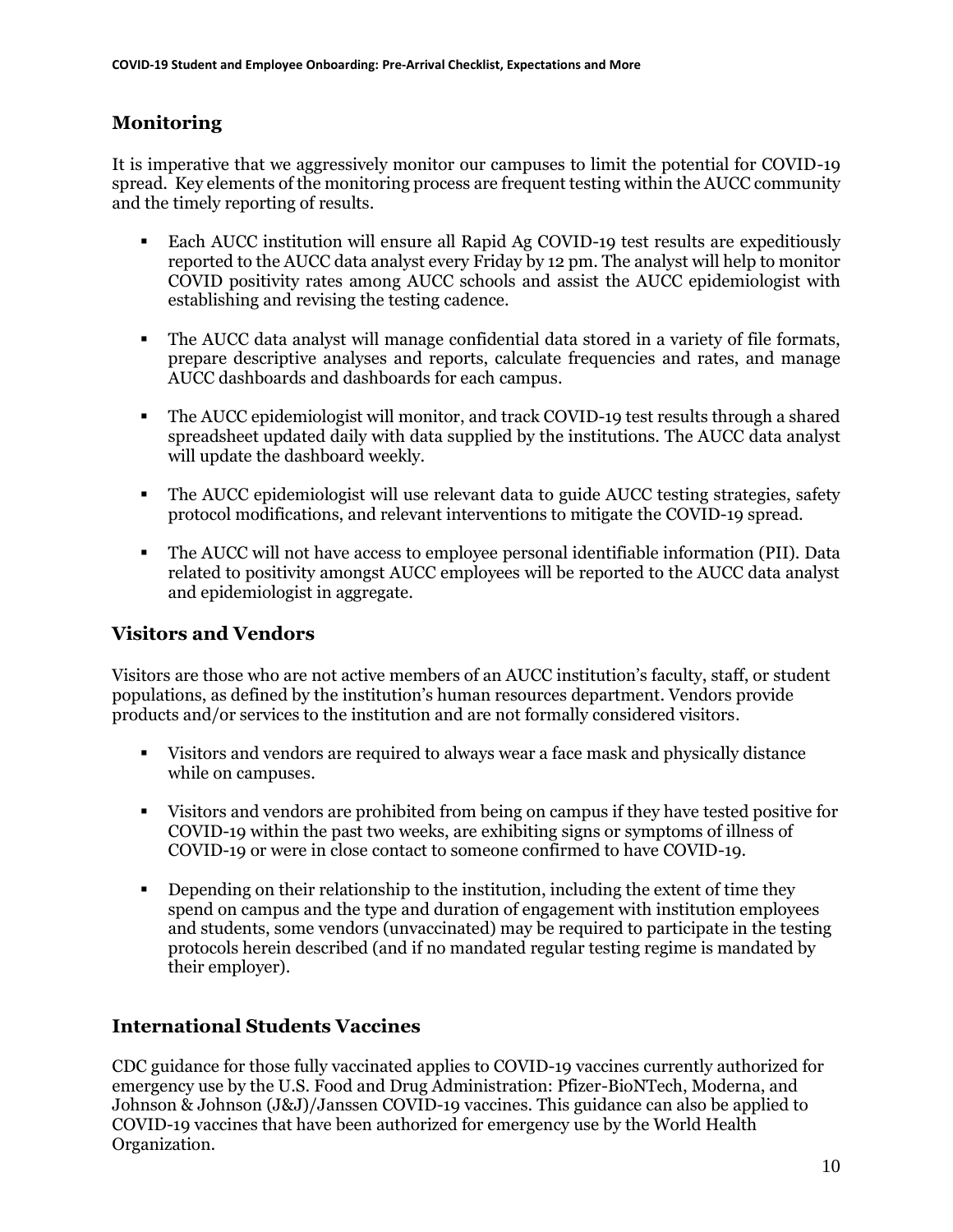## Monitoring

It is imperative that we aggressively monitor our campuses to limit the potential for COVID-19 spread. Key elements of the monitoring process are frequent testing within the AUCC community and the timely reporting of results.

- Each AUCC institution will ensure all Rapid Ag COVID-19 test results are expeditiously reported to the AUCC data analyst every Friday by 12 pm. The analyst will help to monitor COVID positivity rates among AUCC schools and assist the AUCC epidemiologist with establishing and revising the testing cadence.
- The AUCC data analyst will manage confidential data stored in a variety of file formats, prepare descriptive analyses and reports, calculate frequencies and rates, and manage AUCC dashboards and dashboards for each campus.
- The AUCC epidemiologist will monitor, and track COVID-19 test results through a shared spreadsheet updated daily with data supplied by the institutions. The AUCC data analyst will update the dashboard weekly.
- The AUCC epidemiologist will use relevant data to guide AUCC testing strategies, safety protocol modifications, and relevant interventions to mitigate the COVID-19 spread.
- The AUCC will not have access to employee personal identifiable information (PII). Data related to positivity amongst AUCC employees will be reported to the AUCC data analyst and epidemiologist in aggregate.

## Visitors and Vendors

Visitors are those who are not active members of an AUCC institution's faculty, staff, or student populations, as defined by the institution's human resources department. Vendors provide products and/or services to the institution and are not formally considered visitors.

- Visitors and vendors are required to always wear a face mask and physically distance while on campuses.
- Visitors and vendors are prohibited from being on campus if they have tested positive for COVID-19 within the past two weeks, are exhibiting signs or symptoms of illness of COVID-19 or were in close contact to someone confirmed to have COVID-19.
- Depending on their relationship to the institution, including the extent of time they spend on campus and the type and duration of engagement with institution employees and students, some vendors (unvaccinated) may be required to participate in the testing protocols herein described (and if no mandated regular testing regime is mandated by their employer).

## International Students Vaccines

CDC guidance for those fully vaccinated applies to COVID-19 vaccines currently authorized for emergency use by the U.S. Food and Drug Administration: Pfizer-BioNTech, Moderna, and Johnson & Johnson (J&J)/Janssen COVID-19 vaccines. This guidance can also be applied to COVID-19 vaccines that have been authorized for emergency use by the World Health Organization.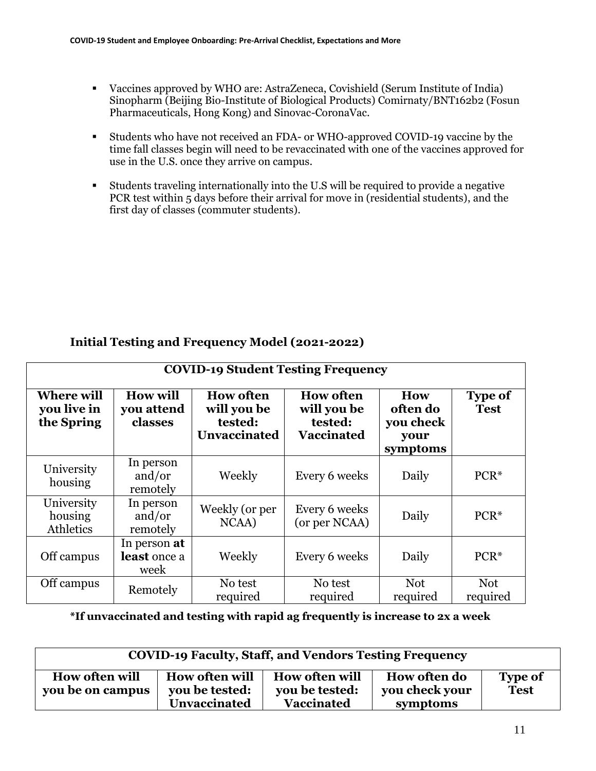- Vaccines approved by WHO are: AstraZeneca, Covishield (Serum Institute of India) Sinopharm (Beijing Bio-Institute of Biological Products) Comirnaty/BNT162b2 (Fosun Pharmaceuticals, Hong Kong) and Sinovac-CoronaVac.

- Students who have not received an FDA- or WHO-approved COVID-19 vaccine by the time fall classes begin will need to be revaccinated with one of the vaccines approved for use in the U.S. once they arrive on campus.

- Students traveling internationally into the U.S will be required to provide a negative PCR test within 5 days before their arrival for move in (residential students), and the first day of classes (commuter students).

### Initial Testing and Frequency Model (2021-2022)

| COVID-19 Student Testing Frequency | | | | | |
|---|---|---|---|---|---|
| **Where will you live in the Spring** | **How will you attend classes** | **How often will you be tested: Unvaccinated** | **How often will you be tested: Vaccinated** | **How often do you check your symptoms** | **Type of Test** |
| University housing | In person and/or remotely | Weekly | Every 6 weeks | Daily | PCR* |
| University housing Athletics | In person and/or remotely | Weekly (or per NCAA) | Every 6 weeks (or per NCAA) | Daily | PCR* |
| Off campus | In person **at least** once a week | Weekly | Every 6 weeks | Daily | PCR* |
| Off campus | Remotely | No test required | No test required | Not required | Not required |

**\*If unvaccinated and testing with rapid ag frequently is increase to 2x a week**

| COVID-19 Faculty, Staff, and Vendors Testing Frequency | | | | |
|---|---|---|---|---|
| **How often will you be on campus** | **How often will you be tested: Unvaccinated** | **How often will you be tested: Vaccinated** | **How often do you check your symptoms** | **Type of Test** |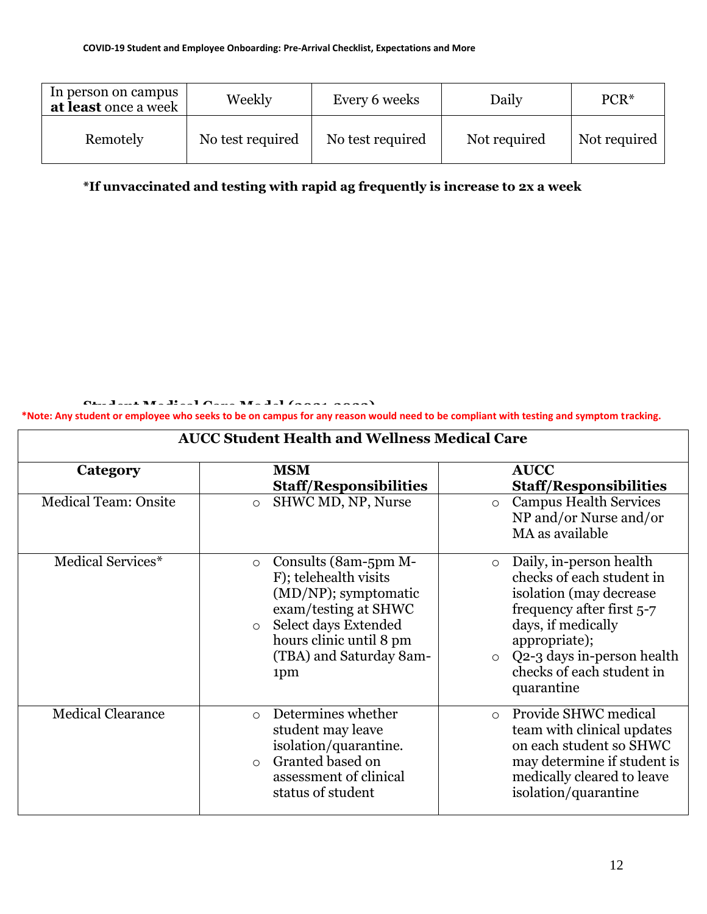| In person on campus **at least** once a week | Weekly | Every 6 weeks | Daily | PCR* |
|---|---|---|---|---|
| Remotely | No test required | No test required | Not required | Not required |

**\*If unvaccinated and testing with rapid ag frequently is increase to 2x a week**

**Student Medical Care Model (2021-2022)**

**\*Note: Any student or employee who seeks to be on campus for any reason would need to be compliant with testing and symptom tracking.**

| **AUCC Student Health and Wellness Medical Care** | | |
|---|---|---|
| **Category** | **MSM Staff/Responsibilities** | **AUCC Staff/Responsibilities** |
| Medical Team: Onsite | ○ SHWC MD, NP, Nurse | ○ Campus Health Services NP and/or Nurse and/or MA as available |
| Medical Services* | ○ Consults (8am-5pm M-F); telehealth visits (MD/NP); symptomatic exam/testing at SHWC<br>○ Select days Extended hours clinic until 8 pm (TBA) and Saturday 8am-1pm | ○ Daily, in-person health checks of each student in isolation (may decrease frequency after first 5-7 days, if medically appropriate);<br>○ Q2-3 days in-person health checks of each student in quarantine |
| Medical Clearance | ○ Determines whether student may leave isolation/quarantine.<br>○ Granted based on assessment of clinical status of student | ○ Provide SHWC medical team with clinical updates on each student so SHWC may determine if student is medically cleared to leave isolation/quarantine |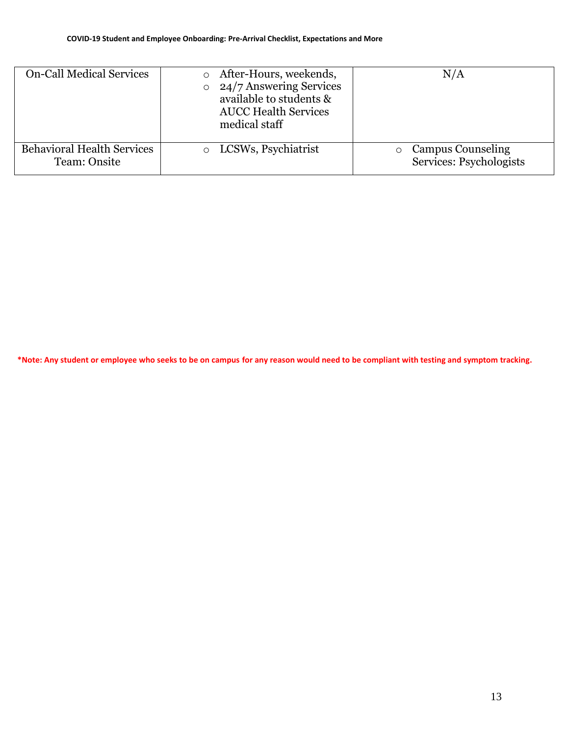| | | |
|---|---|---|
| On-Call Medical Services | ○ After-Hours, weekends,<br>○ 24/7 Answering Services available to students & AUCC Health Services medical staff | N/A |
| Behavioral Health Services Team: Onsite | ○ LCSWs, Psychiatrist | ○ Campus Counseling Services: Psychologists |

***Note: Any student or employee who seeks to be on campus for any reason would need to be compliant with testing and symptom tracking.**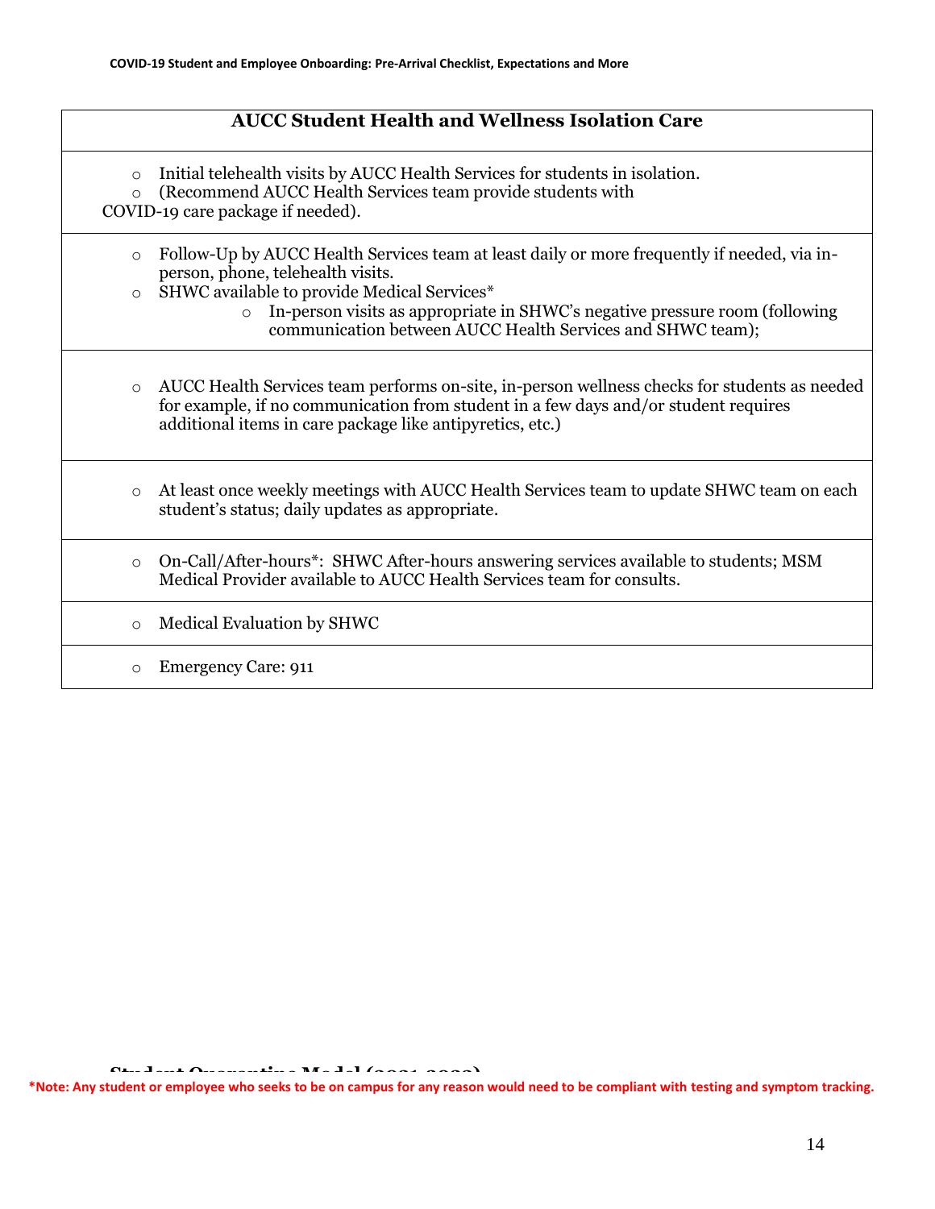| AUCC Student Health and Wellness Isolation Care |
|---|
| ○ Initial telehealth visits by AUCC Health Services for students in isolation.<br>○ (Recommend AUCC Health Services team provide students with COVID-19 care package if needed). |
| ○ Follow-Up by AUCC Health Services team at least daily or more frequently if needed, via in-person, phone, telehealth visits.<br>○ SHWC available to provide Medical Services*<br>&nbsp;&nbsp;&nbsp;&nbsp;○ In-person visits as appropriate in SHWC's negative pressure room (following communication between AUCC Health Services and SHWC team); |
| ○ AUCC Health Services team performs on-site, in-person wellness checks for students as needed for example, if no communication from student in a few days and/or student requires additional items in care package like antipyretics, etc.) |
| ○ At least once weekly meetings with AUCC Health Services team to update SHWC team on each student's status; daily updates as appropriate. |
| ○ On-Call/After-hours*: SHWC After-hours answering services available to students; MSM Medical Provider available to AUCC Health Services team for consults. |
| ○ Medical Evaluation by SHWC |
| ○ Emergency Care: 911 |

**Student Quarantine Model (2021-2022)**

**\*Note: Any student or employee who seeks to be on campus for any reason would need to be compliant with testing and symptom tracking.**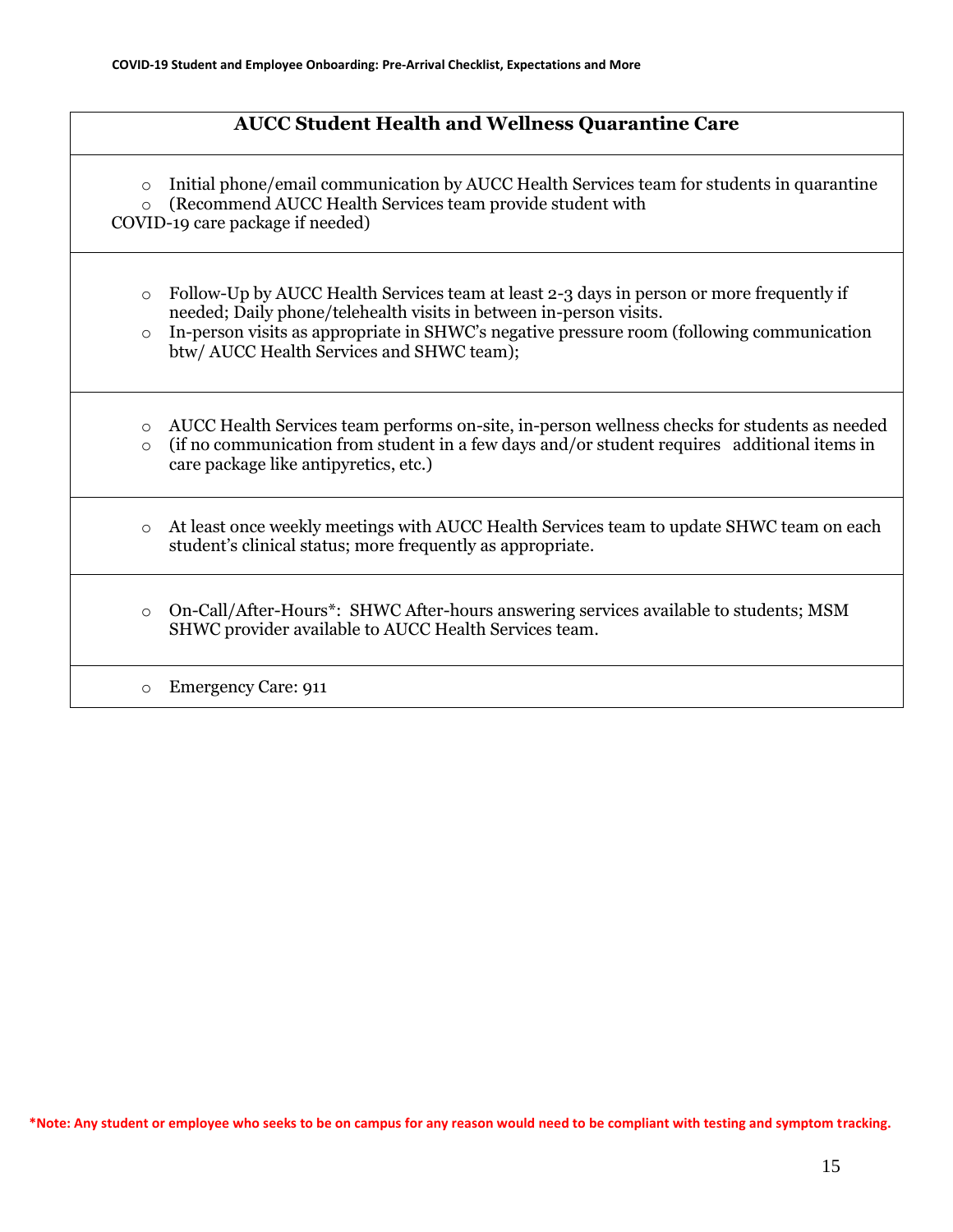## AUCC Student Health and Wellness Quarantine Care

- Initial phone/email communication by AUCC Health Services team for students in quarantine
- (Recommend AUCC Health Services team provide student with COVID-19 care package if needed)

---

- Follow-Up by AUCC Health Services team at least 2-3 days in person or more frequently if needed; Daily phone/telehealth visits in between in-person visits.
- In-person visits as appropriate in SHWC's negative pressure room (following communication btw/ AUCC Health Services and SHWC team);

---

- AUCC Health Services team performs on-site, in-person wellness checks for students as needed
- (if no communication from student in a few days and/or student requires additional items in care package like antipyretics, etc.)

---

- At least once weekly meetings with AUCC Health Services team to update SHWC team on each student's clinical status; more frequently as appropriate.

---

- On-Call/After-Hours*: SHWC After-hours answering services available to students; MSM SHWC provider available to AUCC Health Services team.

---

- Emergency Care: 911

**\*Note: Any student or employee who seeks to be on campus for any reason would need to be compliant with testing and symptom tracking.**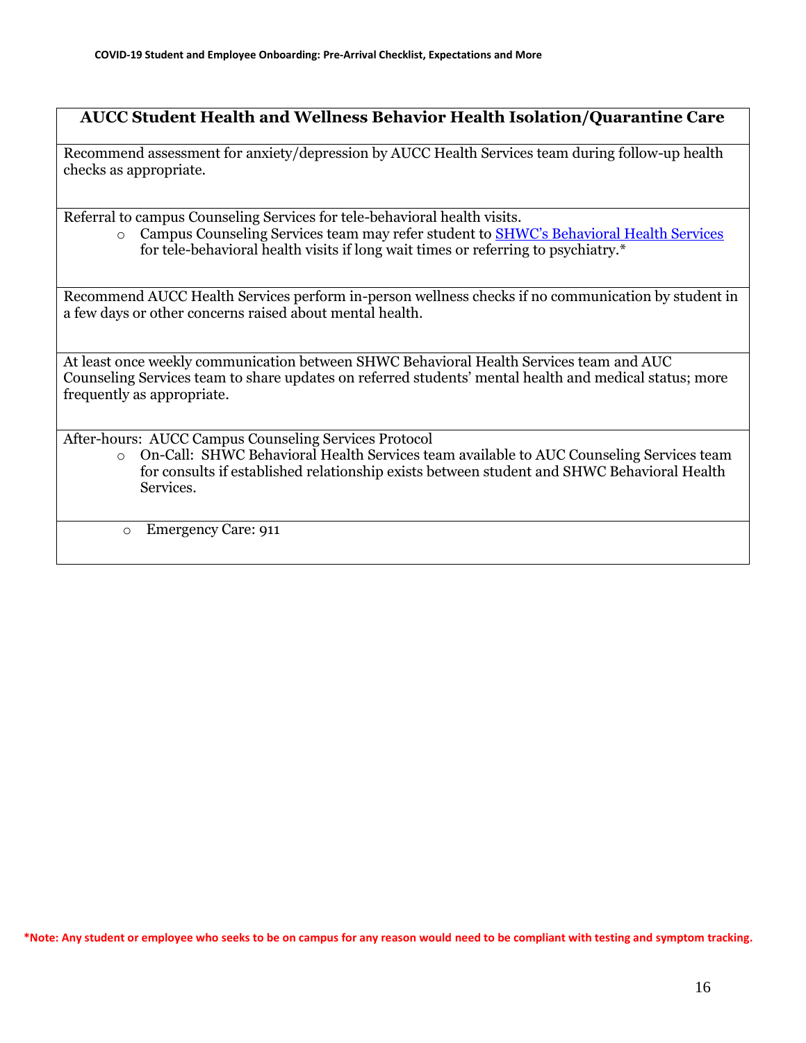| AUCC Student Health and Wellness Behavior Health Isolation/Quarantine Care |
| --- |
| Recommend assessment for anxiety/depression by AUCC Health Services team during follow-up health checks as appropriate. |
| Referral to campus Counseling Services for tele-behavioral health visits.<br>o Campus Counseling Services team may refer student to [SHWC's Behavioral Health Services]() for tele-behavioral health visits if long wait times or referring to psychiatry.* |
| Recommend AUCC Health Services perform in-person wellness checks if no communication by student in a few days or other concerns raised about mental health. |
| At least once weekly communication between SHWC Behavioral Health Services team and AUC Counseling Services team to share updates on referred students' mental health and medical status; more frequently as appropriate. |
| After-hours: AUCC Campus Counseling Services Protocol<br>o On-Call: SHWC Behavioral Health Services team available to AUC Counseling Services team for consults if established relationship exists between student and SHWC Behavioral Health Services. |
| o Emergency Care: 911 |

**\*Note: Any student or employee who seeks to be on campus for any reason would need to be compliant with testing and symptom tracking.**